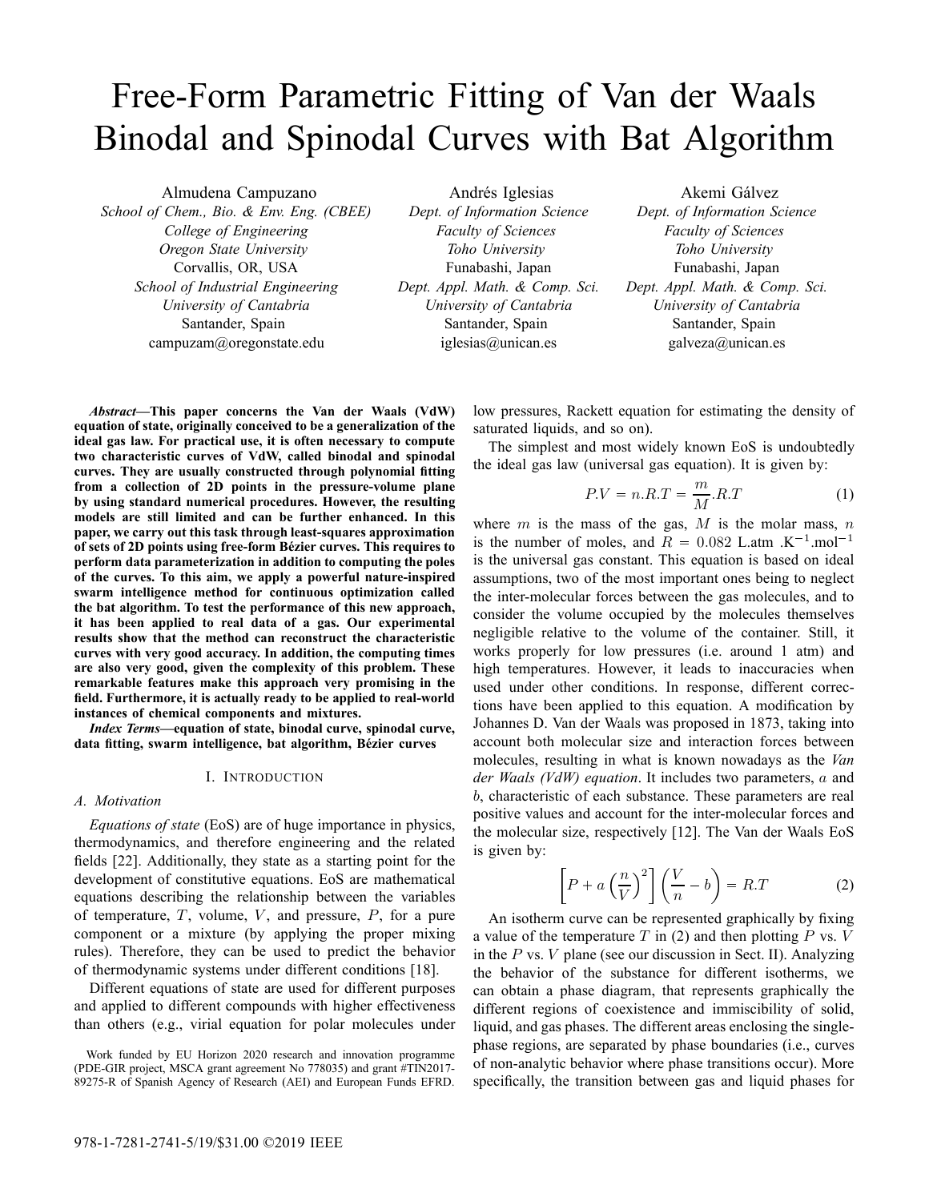# Free-Form Parametric Fitting of Van der Waals Binodal and Spinodal Curves with Bat Algorithm

Almudena Campuzano
*School of Chem., Bio. & Env. Eng. (CBEE)*
*College of Engineering*
*Oregon State University*
Corvallis, OR, USA
*School of Industrial Engineering*
*University of Cantabria*
Santander, Spain
campuzam@oregonstate.edu

Andrés Iglesias
*Dept. of Information Science*
*Faculty of Sciences*
*Toho University*
Funabashi, Japan
*Dept. Appl. Math. & Comp. Sci.*
*University of Cantabria*
Santander, Spain
iglesias@unican.es

Akemi Gálvez
*Dept. of Information Science*
*Faculty of Sciences*
*Toho University*
Funabashi, Japan
*Dept. Appl. Math. & Comp. Sci.*
*University of Cantabria*
Santander, Spain
galveza@unican.es

***Abstract*—This paper concerns the Van der Waals (VdW) equation of state, originally conceived to be a generalization of the ideal gas law. For practical use, it is often necessary to compute two characteristic curves of VdW, called binodal and spinodal curves. They are usually constructed through polynomial fitting from a collection of 2D points in the pressure-volume plane by using standard numerical procedures. However, the resulting models are still limited and can be further enhanced. In this paper, we carry out this task through least-squares approximation of sets of 2D points using free-form Bézier curves. This requires to perform data parameterization in addition to computing the poles of the curves. To this aim, we apply a powerful nature-inspired swarm intelligence method for continuous optimization called the bat algorithm. To test the performance of this new approach, it has been applied to real data of a gas. Our experimental results show that the method can reconstruct the characteristic curves with very good accuracy. In addition, the computing times are also very good, given the complexity of this problem. These remarkable features make this approach very promising in the field. Furthermore, it is actually ready to be applied to real-world instances of chemical components and mixtures.**

***Index Terms*—equation of state, binodal curve, spinodal curve, data fitting, swarm intelligence, bat algorithm, Bézier curves**

## I. Introduction

### A. Motivation

*Equations of state* (EoS) are of huge importance in physics, thermodynamics, and therefore engineering and the related fields [22]. Additionally, they state as a starting point for the development of constitutive equations. EoS are mathematical equations describing the relationship between the variables of temperature, $T$, volume, $V$, and pressure, $P$, for a pure component or a mixture (by applying the proper mixing rules). Therefore, they can be used to predict the behavior of thermodynamic systems under different conditions [18].

Different equations of state are used for different purposes and applied to different compounds with higher effectiveness than others (e.g., virial equation for polar molecules under low pressures, Rackett equation for estimating the density of saturated liquids, and so on).

The simplest and most widely known EoS is undoubtedly the ideal gas law (universal gas equation). It is given by:

$$P.V = n.R.T = \frac{m}{M}.R.T \tag{1}$$

where $m$ is the mass of the gas, $M$ is the molar mass, $n$ is the number of moles, and $R = 0.082$ L.atm .K$^{-1}$.mol$^{-1}$ is the universal gas constant. This equation is based on ideal assumptions, two of the most important ones being to neglect the inter-molecular forces between the gas molecules, and to consider the volume occupied by the molecules themselves negligible relative to the volume of the container. Still, it works properly for low pressures (i.e. around 1 atm) and high temperatures. However, it leads to inaccuracies when used under other conditions. In response, different corrections have been applied to this equation. A modification by Johannes D. Van der Waals was proposed in 1873, taking into account both molecular size and interaction forces between molecules, resulting in what is known nowadays as the *Van der Waals (VdW) equation*. It includes two parameters, $a$ and $b$, characteristic of each substance. These parameters are real positive values and account for the inter-molecular forces and the molecular size, respectively [12]. The Van der Waals EoS is given by:

$$\left[P + a\left(\frac{n}{V}\right)^2\right]\left(\frac{V}{n} - b\right) = R.T \tag{2}$$

An isotherm curve can be represented graphically by fixing a value of the temperature $T$ in (2) and then plotting $P$ vs. $V$ in the $P$ vs. $V$ plane (see our discussion in Sect. II). Analyzing the behavior of the substance for different isotherms, we can obtain a phase diagram, that represents graphically the different regions of coexistence and immiscibility of solid, liquid, and gas phases. The different areas enclosing the single-phase regions, are separated by phase boundaries (i.e., curves of non-analytic behavior where phase transitions occur). More specifically, the transition between gas and liquid phases for

Work funded by EU Horizon 2020 research and innovation programme (PDE-GIR project, MSCA grant agreement No 778035) and grant #TIN2017-89275-R of Spanish Agency of Research (AEI) and European Funds EFRD.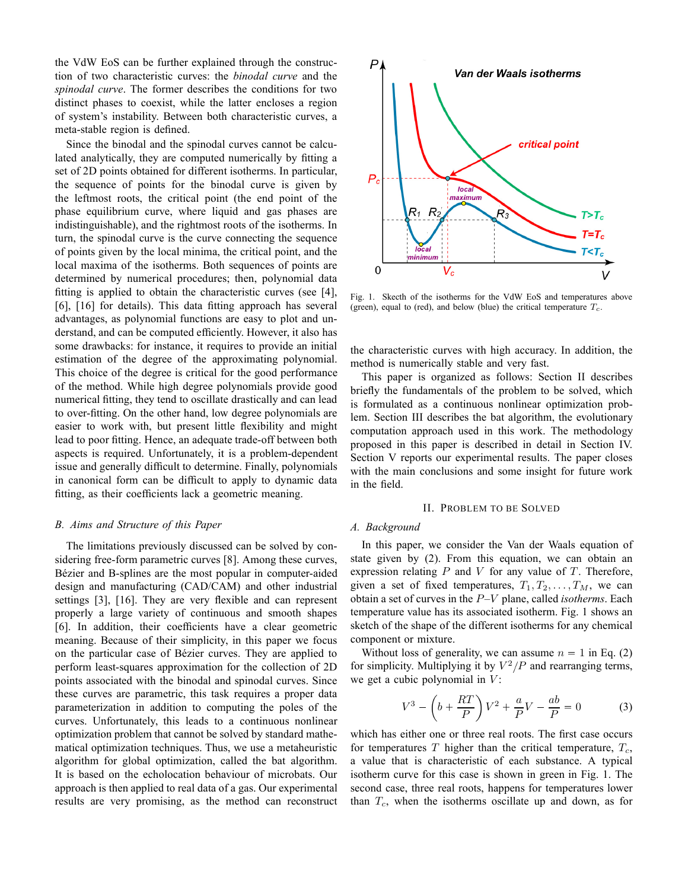the VdW EoS can be further explained through the construction of two characteristic curves: the *binodal curve* and the *spinodal curve*. The former describes the conditions for two distinct phases to coexist, while the latter encloses a region of system's instability. Between both characteristic curves, a meta-stable region is defined.

Since the binodal and the spinodal curves cannot be calculated analytically, they are computed numerically by fitting a set of 2D points obtained for different isotherms. In particular, the sequence of points for the binodal curve is given by the leftmost roots, the critical point (the end point of the phase equilibrium curve, where liquid and gas phases are indistinguishable), and the rightmost roots of the isotherms. In turn, the spinodal curve is the curve connecting the sequence of points given by the local minima, the critical point, and the local maxima of the isotherms. Both sequences of points are determined by numerical procedures; then, polynomial data fitting is applied to obtain the characteristic curves (see [4], [6], [16] for details). This data fitting approach has several advantages, as polynomial functions are easy to plot and understand, and can be computed efficiently. However, it also has some drawbacks: for instance, it requires to provide an initial estimation of the degree of the approximating polynomial. This choice of the degree is critical for the good performance of the method. While high degree polynomials provide good numerical fitting, they tend to oscillate drastically and can lead to over-fitting. On the other hand, low degree polynomials are easier to work with, but present little flexibility and might lead to poor fitting. Hence, an adequate trade-off between both aspects is required. Unfortunately, it is a problem-dependent issue and generally difficult to determine. Finally, polynomials in canonical form can be difficult to apply to dynamic data fitting, as their coefficients lack a geometric meaning.

### B. Aims and Structure of this Paper

The limitations previously discussed can be solved by considering free-form parametric curves [8]. Among these curves, Bézier and B-splines are the most popular in computer-aided design and manufacturing (CAD/CAM) and other industrial settings [3], [16]. They are very flexible and can represent properly a large variety of continuous and smooth shapes [6]. In addition, their coefficients have a clear geometric meaning. Because of their simplicity, in this paper we focus on the particular case of Bézier curves. They are applied to perform least-squares approximation for the collection of 2D points associated with the binodal and spinodal curves. Since these curves are parametric, this task requires a proper data parameterization in addition to computing the poles of the curves. Unfortunately, this leads to a continuous nonlinear optimization problem that cannot be solved by standard mathematical optimization techniques. Thus, we use a metaheuristic algorithm for global optimization, called the bat algorithm. It is based on the echolocation behaviour of microbats. Our approach is then applied to real data of a gas. Our experimental results are very promising, as the method can reconstruct the characteristic curves with high accuracy. In addition, the method is numerically stable and very fast.

Fig. 1. Sketch of the isotherms for the VdW EoS and temperatures above (green), equal to (red), and below (blue) the critical temperature $T_c$.

This paper is organized as follows: Section II describes briefly the fundamentals of the problem to be solved, which is formulated as a continuous nonlinear optimization problem. Section III describes the bat algorithm, the evolutionary computation approach used in this work. The methodology proposed in this paper is described in detail in Section IV. Section V reports our experimental results. The paper closes with the main conclusions and some insight for future work in the field.

## II. Problem to be Solved

### A. Background

In this paper, we consider the Van der Waals equation of state given by (2). From this equation, we can obtain an expression relating $P$ and $V$ for any value of $T$. Therefore, given a set of fixed temperatures, $T_1, T_2, \dots, T_M$, we can obtain a set of curves in the $P$–$V$ plane, called *isotherms*. Each temperature value has its associated isotherm. Fig. 1 shows an sketch of the shape of the different isotherms for any chemical component or mixture.

Without loss of generality, we can assume $n = 1$ in Eq. (2) for simplicity. Multiplying it by $V^2/P$ and rearranging terms, we get a cubic polynomial in $V$:

$$V^3 - \left(b + \frac{RT}{P}\right)V^2 + \frac{a}{P}V - \frac{ab}{P} = 0 \qquad (3)$$

which has either one or three real roots. The first case occurs for temperatures $T$ higher than the critical temperature, $T_c$, a value that is characteristic of each substance. A typical isotherm curve for this case is shown in green in Fig. 1. The second case, three real roots, happens for temperatures lower than $T_c$, when the isotherms oscillate up and down, as for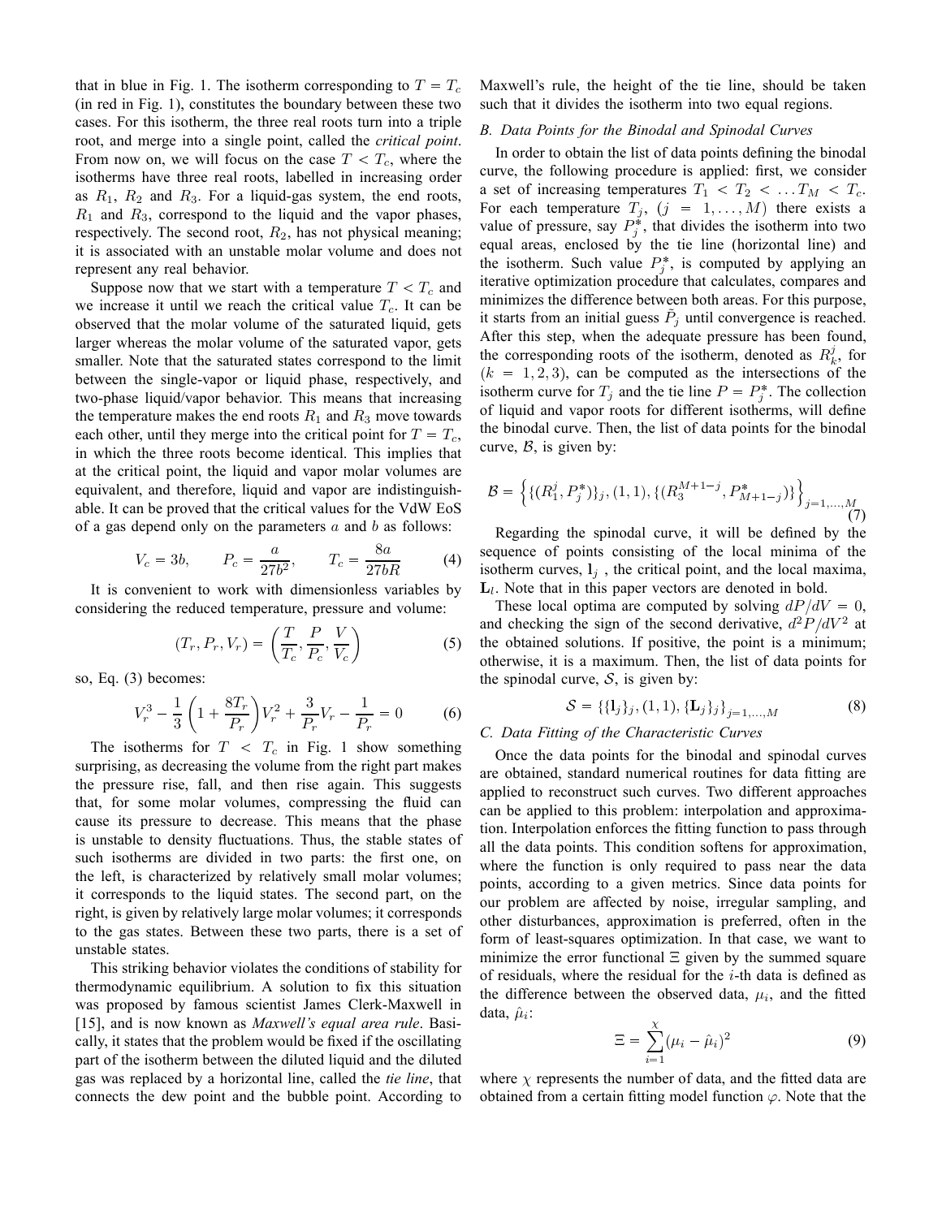that in blue in Fig. 1. The isotherm corresponding to $T = T_c$ (in red in Fig. 1), constitutes the boundary between these two cases. For this isotherm, the three real roots turn into a triple root, and merge into a single point, called the *critical point*. From now on, we will focus on the case $T < T_c$, where the isotherms have three real roots, labelled in increasing order as $R_1$, $R_2$ and $R_3$. For a liquid-gas system, the end roots, $R_1$ and $R_3$, correspond to the liquid and the vapor phases, respectively. The second root, $R_2$, has not physical meaning; it is associated with an unstable molar volume and does not represent any real behavior.

Suppose now that we start with a temperature $T < T_c$ and we increase it until we reach the critical value $T_c$. It can be observed that the molar volume of the saturated liquid, gets larger whereas the molar volume of the saturated vapor, gets smaller. Note that the saturated states correspond to the limit between the single-vapor or liquid phase, respectively, and two-phase liquid/vapor behavior. This means that increasing the temperature makes the end roots $R_1$ and $R_3$ move towards each other, until they merge into the critical point for $T = T_c$, in which the three roots become identical. This implies that at the critical point, the liquid and vapor molar volumes are equivalent, and therefore, liquid and vapor are indistinguishable. It can be proved that the critical values for the VdW EoS of a gas depend only on the parameters $a$ and $b$ as follows:

$$V_c = 3b, \qquad P_c = \frac{a}{27b^2}, \qquad T_c = \frac{8a}{27bR} \tag{4}$$

It is convenient to work with dimensionless variables by considering the reduced temperature, pressure and volume:

$$(T_r, P_r, V_r) = \left(\frac{T}{T_c}, \frac{P}{P_c}, \frac{V}{V_c}\right) \tag{5}$$

so, Eq. (3) becomes:

$$V_r^3 - \frac{1}{3}\left(1 + \frac{8T_r}{P_r}\right)V_r^2 + \frac{3}{P_r}V_r - \frac{1}{P_r} = 0 \tag{6}$$

The isotherms for $T < T_c$ in Fig. 1 show something surprising, as decreasing the volume from the right part makes the pressure rise, fall, and then rise again. This suggests that, for some molar volumes, compressing the fluid can cause its pressure to decrease. This means that the phase is unstable to density fluctuations. Thus, the stable states of such isotherms are divided in two parts: the first one, on the left, is characterized by relatively small molar volumes; it corresponds to the liquid states. The second part, on the right, is given by relatively large molar volumes; it corresponds to the gas states. Between these two parts, there is a set of unstable states.

This striking behavior violates the conditions of stability for thermodynamic equilibrium. A solution to fix this situation was proposed by famous scientist James Clerk-Maxwell in [15], and is now known as *Maxwell's equal area rule*. Basically, it states that the problem would be fixed if the oscillating part of the isotherm between the diluted liquid and the diluted gas was replaced by a horizontal line, called the *tie line*, that connects the dew point and the bubble point. According to Maxwell's rule, the height of the tie line, should be taken such that it divides the isotherm into two equal regions.

### B. Data Points for the Binodal and Spinodal Curves

In order to obtain the list of data points defining the binodal curve, the following procedure is applied: first, we consider a set of increasing temperatures $T_1 < T_2 < \dots T_M < T_c$. For each temperature $T_j$, $(j = 1, \dots, M)$ there exists a value of pressure, say $P_j^*$, that divides the isotherm into two equal areas, enclosed by the tie line (horizontal line) and the isotherm. Such value $P_j^*$, is computed by applying an iterative optimization procedure that calculates, compares and minimizes the difference between both areas. For this purpose, it starts from an initial guess $\tilde{P}_j$ until convergence is reached. After this step, when the adequate pressure has been found, the corresponding roots of the isotherm, denoted as $R_k^j$, for $(k = 1, 2, 3)$, can be computed as the intersections of the isotherm curve for $T_j$ and the tie line $P = P_j^*$. The collection of liquid and vapor roots for different isotherms, will define the binodal curve. Then, the list of data points for the binodal curve, $\mathcal{B}$, is given by:

$$\mathcal{B} = \left\{\{(R_1^j, P_j^*)\}_j, (1,1), \{(R_3^{M+1-j}, P_{M+1-j}^*)\}\right\}_{j=1,\dots,M} \tag{7}$$

Regarding the spinodal curve, it will be defined by the sequence of points consisting of the local minima of the isotherm curves, $\mathbf{l}_j$ , the critical point, and the local maxima, $\mathbf{L}_l$. Note that in this paper vectors are denoted in bold.

These local optima are computed by solving $dP/dV = 0$, and checking the sign of the second derivative, $d^2P/dV^2$ at the obtained solutions. If positive, the point is a minimum; otherwise, it is a maximum. Then, the list of data points for the spinodal curve, $\mathcal{S}$, is given by:

$$\mathcal{S} = \{\{\mathbf{l}_j\}_j, (1,1), \{\mathbf{L}_j\}_j\}_{j=1,\dots,M} \tag{8}$$

### C. Data Fitting of the Characteristic Curves

Once the data points for the binodal and spinodal curves are obtained, standard numerical routines for data fitting are applied to reconstruct such curves. Two different approaches can be applied to this problem: interpolation and approximation. Interpolation enforces the fitting function to pass through all the data points. This condition softens for approximation, where the function is only required to pass near the data points, according to a given metrics. Since data points for our problem are affected by noise, irregular sampling, and other disturbances, approximation is preferred, often in the form of least-squares optimization. In that case, we want to minimize the error functional $\Xi$ given by the summed square of residuals, where the residual for the $i$-th data is defined as the difference between the observed data, $\mu_i$, and the fitted data, $\hat{\mu}_i$:

$$\Xi = \sum_{i=1}^{\chi} (\mu_i - \hat{\mu}_i)^2 \tag{9}$$

where $\chi$ represents the number of data, and the fitted data are obtained from a certain fitting model function $\varphi$. Note that the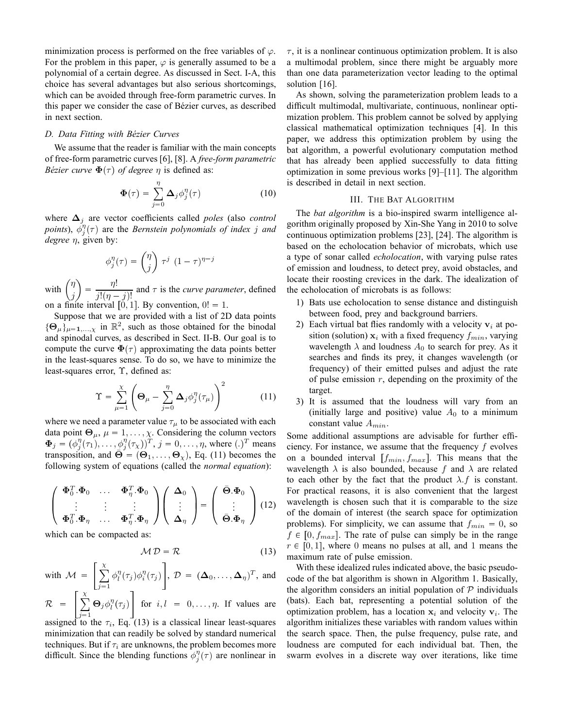minimization process is performed on the free variables of $\varphi$. For the problem in this paper, $\varphi$ is generally assumed to be a polynomial of a certain degree. As discussed in Sect. I-A, this choice has several advantages but also serious shortcomings, which can be avoided through free-form parametric curves. In this paper we consider the case of Bézier curves, as described in next section.

### D. Data Fitting with Bézier Curves

We assume that the reader is familiar with the main concepts of free-form parametric curves [6], [8]. A *free-form parametric Bézier curve* $\mathbf{\Phi}(\tau)$ *of degree* $\eta$ is defined as:

$$\mathbf{\Phi}(\tau) = \sum_{j=0}^{\eta} \mathbf{\Delta}_j \phi_j^{\eta}(\tau) \tag{10}$$

where $\mathbf{\Delta}_j$ are vector coefficients called *poles* (also *control points*), $\phi_j^{\eta}(\tau)$ are the *Bernstein polynomials of index* $j$ *and degree* $\eta$, given by:

$$\phi_j^{\eta}(\tau) = \binom{\eta}{j} \tau^j \; (1-\tau)^{\eta - j}$$

with $\binom{\eta}{j} = \dfrac{\eta!}{j!(\eta-j)!}$ and $\tau$ is the *curve parameter*, defined on a finite interval $[0,1]$. By convention, $0! = 1$.

Suppose that we are provided with a list of 2D data points $\{\mathbf{\Theta}_\mu\}_{\mu=1,\dots,\chi}$ in $\mathbb{R}^2$, such as those obtained for the binodal and spinodal curves, as described in Sect. II-B. Our goal is to compute the curve $\mathbf{\Phi}(\tau)$ approximating the data points better in the least-squares sense. To do so, we have to minimize the least-squares error, $\Upsilon$, defined as:

$$\Upsilon = \sum_{\mu=1}^{\chi} \left( \mathbf{\Theta}_\mu - \sum_{j=0}^{\eta} \mathbf{\Delta}_j \phi_j^{\eta}(\tau_\mu) \right)^2 \tag{11}$$

where we need a parameter value $\tau_\mu$ to be associated with each data point $\mathbf{\Theta}_\mu$, $\mu = 1,\dots,\chi$. Considering the column vectors $\mathbf{\Phi}_j = (\phi_j^{\eta}(\tau_1),\dots,\phi_j^{\eta}(\tau_\chi))^T$, $j = 0,\dots,\eta$, where $(.)^T$ means transposition, and $\bar{\mathbf{\Theta}} = (\mathbf{\Theta}_1,\dots,\mathbf{\Theta}_\chi)$, Eq. (11) becomes the following system of equations (called the *normal equation*):

$$\begin{pmatrix} \mathbf{\Phi}_0^T.\mathbf{\Phi}_0 & \dots & \mathbf{\Phi}_\eta^T.\mathbf{\Phi}_0 \\ \vdots & \vdots & \vdots \\ \mathbf{\Phi}_0^T.\mathbf{\Phi}_\eta & \dots & \mathbf{\Phi}_\eta^T.\mathbf{\Phi}_\eta \end{pmatrix} \begin{pmatrix} \mathbf{\Delta}_0 \\ \vdots \\ \mathbf{\Delta}_\eta \end{pmatrix} = \begin{pmatrix} \bar{\mathbf{\Theta}}.\mathbf{\Phi}_0 \\ \vdots \\ \bar{\mathbf{\Theta}}.\mathbf{\Phi}_\eta \end{pmatrix} \tag{12}$$

which can be compacted as:

$$\mathcal{M}\,\mathcal{D} = \mathcal{R} \tag{13}$$

with $\mathcal{M} = \left[ \sum_{j=1}^{\chi} \phi_l^{\eta}(\tau_j)\phi_i^{\eta}(\tau_j) \right]$, $\mathcal{D} = (\mathbf{\Delta}_0,\dots,\mathbf{\Delta}_\eta)^T$, and $\mathcal{R} = \left[ \sum_{j=1}^{\chi} \mathbf{\Theta}_j \phi_l^{\eta}(\tau_j) \right]$ for $i,l = 0,\dots,\eta$. If values are assigned to the $\tau_i$, Eq. (13) is a classical linear least-squares minimization that can readily be solved by standard numerical techniques. But if $\tau_i$ are unknowns, the problem becomes more difficult. Since the blending functions $\phi_j^{\eta}(\tau)$ are nonlinear in $\tau$, it is a nonlinear continuous optimization problem. It is also a multimodal problem, since there might be arguably more than one data parameterization vector leading to the optimal solution [16].

As shown, solving the parameterization problem leads to a difficult multimodal, multivariate, continuous, nonlinear optimization problem. This problem cannot be solved by applying classical mathematical optimization techniques [4]. In this paper, we address this optimization problem by using the bat algorithm, a powerful evolutionary computation method that has already been applied successfully to data fitting optimization in some previous works [9]–[11]. The algorithm is described in detail in next section.

## III. The Bat Algorithm

The *bat algorithm* is a bio-inspired swarm intelligence algorithm originally proposed by Xin-She Yang in 2010 to solve continuous optimization problems [23], [24]. The algorithm is based on the echolocation behavior of microbats, which use a type of sonar called *echolocation*, with varying pulse rates of emission and loudness, to detect prey, avoid obstacles, and locate their roosting crevices in the dark. The idealization of the echolocation of microbats is as follows:

1) Bats use echolocation to sense distance and distinguish between food, prey and background barriers.
2) Each virtual bat flies randomly with a velocity $\mathbf{v}_i$ at position (solution) $\mathbf{x}_i$ with a fixed frequency $f_{min}$, varying wavelength $\lambda$ and loudness $A_0$ to search for prey. As it searches and finds its prey, it changes wavelength (or frequency) of their emitted pulses and adjust the rate of pulse emission $r$, depending on the proximity of the target.
3) It is assumed that the loudness will vary from an (initially large and positive) value $A_0$ to a minimum constant value $A_{min}$.

Some additional assumptions are advisable for further efficiency. For instance, we assume that the frequency $f$ evolves on a bounded interval $[f_{min}, f_{max}]$. This means that the wavelength $\lambda$ is also bounded, because $f$ and $\lambda$ are related to each other by the fact that the product $\lambda.f$ is constant. For practical reasons, it is also convenient that the largest wavelength is chosen such that it is comparable to the size of the domain of interest (the search space for optimization problems). For simplicity, we can assume that $f_{min} = 0$, so $f \in [0, f_{max}]$. The rate of pulse can simply be in the range $r \in [0,1]$, where 0 means no pulses at all, and 1 means the maximum rate of pulse emission.

With these idealized rules indicated above, the basic pseudocode of the bat algorithm is shown in Algorithm 1. Basically, the algorithm considers an initial population of $\mathcal{P}$ individuals (bats). Each bat, representing a potential solution of the optimization problem, has a location $\mathbf{x}_i$ and velocity $\mathbf{v}_i$. The algorithm initializes these variables with random values within the search space. Then, the pulse frequency, pulse rate, and loudness are computed for each individual bat. Then, the swarm evolves in a discrete way over iterations, like time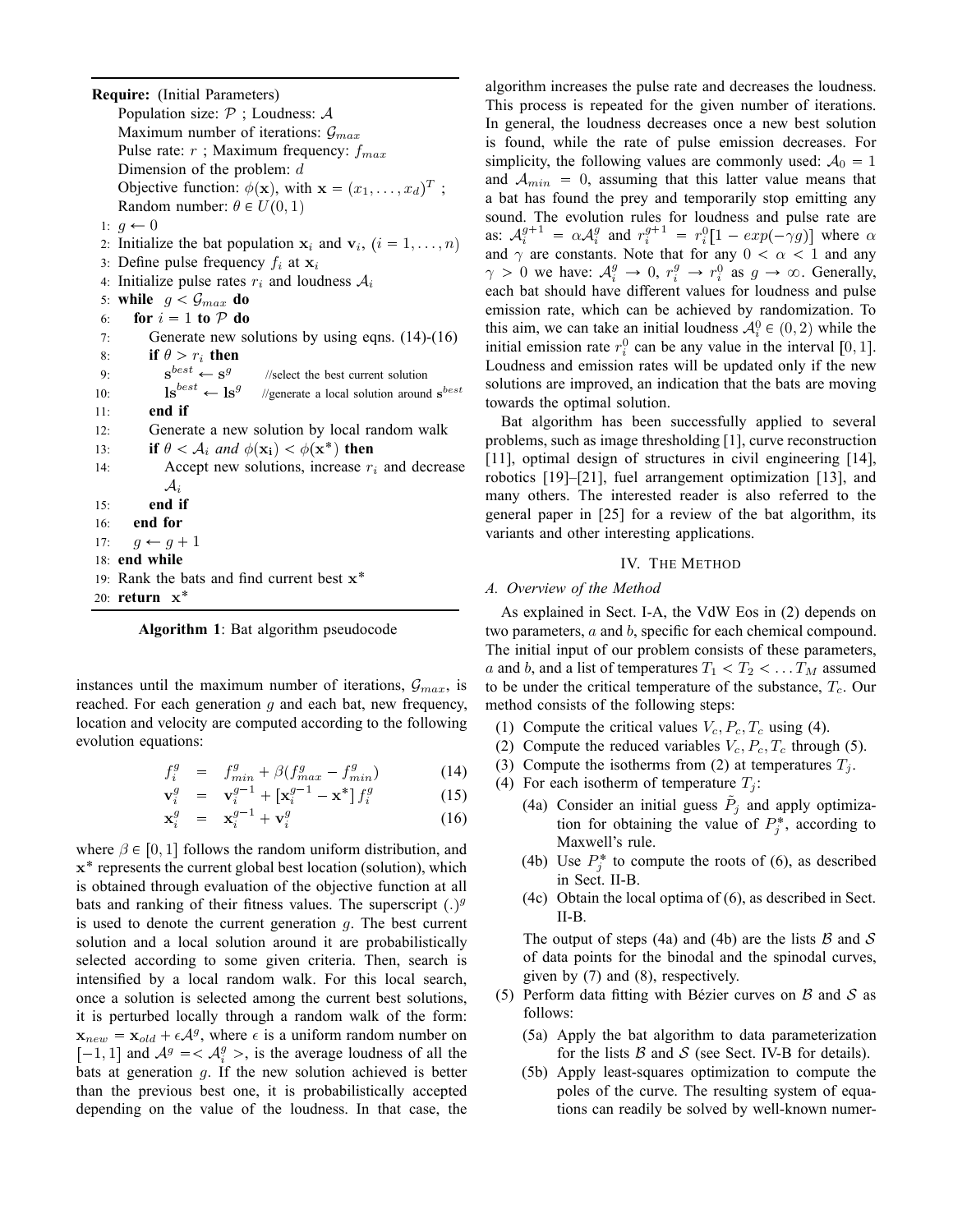**Require:** (Initial Parameters)

Population size: $\mathcal{P}$ ; Loudness: $\mathcal{A}$

Maximum number of iterations: $\mathcal{G}_{max}$

Pulse rate: $r$ ; Maximum frequency: $f_{max}$

Dimension of the problem: $d$

Objective function: $\phi(\mathbf{x})$, with $\mathbf{x} = (x_1, \dots, x_d)^T$ ;

Random number: $\theta \in U(0, 1)$

```
1:  g ← 0
2:  Initialize the bat population x_i and v_i, (i = 1, ..., n)
3:  Define pulse frequency f_i at x_i
4:  Initialize pulse rates r_i and loudness A_i
5:  while g < G_max do
6:     for i = 1 to P do
7:        Generate new solutions by using eqns. (14)-(16)
8:        if θ > r_i then
9:           s^best ← s^g        //select the best current solution
10:          ls^best ← ls^g      //generate a local solution around s^best
11:       end if
12:       Generate a new solution by local random walk
13:       if θ < A_i and φ(x_i) < φ(x*) then
14:          Accept new solutions, increase r_i and decrease A_i
15:       end if
16:    end for
17:    g ← g + 1
18: end while
19: Rank the bats and find current best x*
20: return x*
```

**Algorithm 1**: Bat algorithm pseudocode

instances until the maximum number of iterations, $\mathcal{G}_{max}$, is reached. For each generation $g$ and each bat, new frequency, location and velocity are computed according to the following evolution equations:

$$f_i^g = f_{min}^g + \beta(f_{max}^g - f_{min}^g) \tag{14}$$

$$\mathbf{v}_i^g = \mathbf{v}_i^{g-1} + \left[\mathbf{x}_i^{g-1} - \mathbf{x}^*\right] f_i^g \tag{15}$$

$$\mathbf{x}_i^g = \mathbf{x}_i^{g-1} + \mathbf{v}_i^g \tag{16}$$

where $\beta \in [0, 1]$ follows the random uniform distribution, and $\mathbf{x}^*$ represents the current global best location (solution), which is obtained through evaluation of the objective function at all bats and ranking of their fitness values. The superscript $(.)^g$ is used to denote the current generation $g$. The best current solution and a local solution around it are probabilistically selected according to some given criteria. Then, search is intensified by a local random walk. For this local search, once a solution is selected among the current best solutions, it is perturbed locally through a random walk of the form: $\mathbf{x}_{new} = \mathbf{x}_{old} + \epsilon \mathcal{A}^g$, where $\epsilon$ is a uniform random number on $[-1, 1]$ and $\mathcal{A}^g = <\mathcal{A}_i^g>$, is the average loudness of all the bats at generation $g$. If the new solution achieved is better than the previous best one, it is probabilistically accepted depending on the value of the loudness. In that case, the algorithm increases the pulse rate and decreases the loudness. This process is repeated for the given number of iterations. In general, the loudness decreases once a new best solution is found, while the rate of pulse emission decreases. For simplicity, the following values are commonly used: $\mathcal{A}_0 = 1$ and $\mathcal{A}_{min} = 0$, assuming that this latter value means that a bat has found the prey and temporarily stop emitting any sound. The evolution rules for loudness and pulse rate are as: $\mathcal{A}_i^{g+1} = \alpha \mathcal{A}_i^g$ and $r_i^{g+1} = r_i^0[1 - exp(-\gamma g)]$ where $\alpha$ and $\gamma$ are constants. Note that for any $0 < \alpha < 1$ and any $\gamma > 0$ we have: $\mathcal{A}_i^g \to 0$, $r_i^g \to r_i^0$ as $g \to \infty$. Generally, each bat should have different values for loudness and pulse emission rate, which can be achieved by randomization. To this aim, we can take an initial loudness $\mathcal{A}_i^0 \in (0, 2)$ while the initial emission rate $r_i^0$ can be any value in the interval $[0, 1]$. Loudness and emission rates will be updated only if the new solutions are improved, an indication that the bats are moving towards the optimal solution.

Bat algorithm has been successfully applied to several problems, such as image thresholding [1], curve reconstruction [11], optimal design of structures in civil engineering [14], robotics [19]–[21], fuel arrangement optimization [13], and many others. The interested reader is also referred to the general paper in [25] for a review of the bat algorithm, its variants and other interesting applications.

## IV. The Method

### A. Overview of the Method

As explained in Sect. I-A, the VdW Eos in (2) depends on two parameters, $a$ and $b$, specific for each chemical compound. The initial input of our problem consists of these parameters, $a$ and $b$, and a list of temperatures $T_1 < T_2 < \dots T_M$ assumed to be under the critical temperature of the substance, $T_c$. Our method consists of the following steps:

(1) Compute the critical values $V_c, P_c, T_c$ using (4).

(2) Compute the reduced variables $V_c, P_c, T_c$ through (5).

(3) Compute the isotherms from (2) at temperatures $T_j$.

(4) For each isotherm of temperature $T_j$:

  (4a) Consider an initial guess $\tilde{P}_j$ and apply optimization for obtaining the value of $P_j^*$, according to Maxwell's rule.

  (4b) Use $P_j^*$ to compute the roots of (6), as described in Sect. II-B.

  (4c) Obtain the local optima of (6), as described in Sect. II-B.

  The output of steps (4a) and (4b) are the lists $\mathcal{B}$ and $\mathcal{S}$ of data points for the binodal and the spinodal curves, given by (7) and (8), respectively.

(5) Perform data fitting with Bézier curves on $\mathcal{B}$ and $\mathcal{S}$ as follows:

  (5a) Apply the bat algorithm to data parameterization for the lists $\mathcal{B}$ and $\mathcal{S}$ (see Sect. IV-B for details).

  (5b) Apply least-squares optimization to compute the poles of the curve. The resulting system of equations can readily be solved by well-known numer-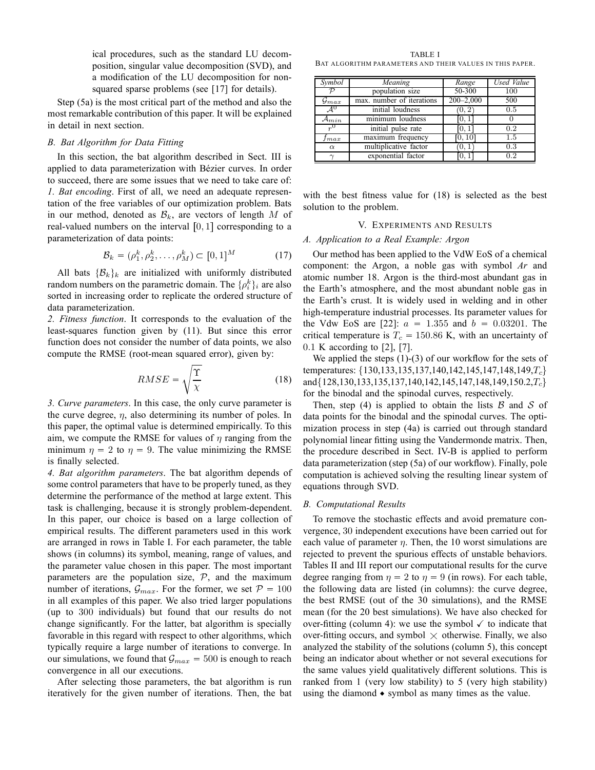ical procedures, such as the standard LU decomposition, singular value decomposition (SVD), and a modification of the LU decomposition for non-squared sparse problems (see [17] for details).

Step (5a) is the most critical part of the method and also the most remarkable contribution of this paper. It will be explained in detail in next section.

### B. Bat Algorithm for Data Fitting

In this section, the bat algorithm described in Sect. III is applied to data parameterization with Bézier curves. In order to succeed, there are some issues that we need to take care of:

*1. Bat encoding*. First of all, we need an adequate representation of the free variables of our optimization problem. Bats in our method, denoted as $\mathcal{B}_k$, are vectors of length $M$ of real-valued numbers on the interval $[0,1]$ corresponding to a parameterization of data points:

$$\mathcal{B}_k = (\rho_1^k, \rho_2^k, \ldots, \rho_M^k) \subset [0,1]^M \tag{17}$$

All bats $\{\mathcal{B}_k\}_k$ are initialized with uniformly distributed random numbers on the parametric domain. The $\{\rho_i^k\}_i$ are also sorted in increasing order to replicate the ordered structure of data parameterization.

*2. Fitness function*. It corresponds to the evaluation of the least-squares function given by (11). But since this error function does not consider the number of data points, we also compute the RMSE (root-mean squared error), given by:

$$RMSE = \sqrt{\frac{\Upsilon}{\chi}} \tag{18}$$

*3. Curve parameters*. In this case, the only curve parameter is the curve degree, $\eta$, also determining its number of poles. In this paper, the optimal value is determined empirically. To this aim, we compute the RMSE for values of $\eta$ ranging from the minimum $\eta = 2$ to $\eta = 9$. The value minimizing the RMSE is finally selected.

*4. Bat algorithm parameters*. The bat algorithm depends of some control parameters that have to be properly tuned, as they determine the performance of the method at large extent. This task is challenging, because it is strongly problem-dependent. In this paper, our choice is based on a large collection of empirical results. The different parameters used in this work are arranged in rows in Table I. For each parameter, the table shows (in columns) its symbol, meaning, range of values, and the parameter value chosen in this paper. The most important parameters are the population size, $\mathcal{P}$, and the maximum number of iterations, $\mathcal{G}_{max}$. For the former, we set $\mathcal{P} = 100$ in all examples of this paper. We also tried larger populations (up to 300 individuals) but found that our results do not change significantly. For the latter, bat algorithm is specially favorable in this regard with respect to other algorithms, which typically require a large number of iterations to converge. In our simulations, we found that $\mathcal{G}_{max} = 500$ is enough to reach convergence in all our executions.

After selecting those parameters, the bat algorithm is run iteratively for the given number of iterations. Then, the bat with the best fitness value for (18) is selected as the best solution to the problem.

TABLE I
BAT ALGORITHM PARAMETERS AND THEIR VALUES IN THIS PAPER.

| *Symbol* | *Meaning* | *Range* | *Used Value* |
|---|---|---|---|
| $\mathcal{P}$ | population size | 50-300 | 100 |
| $\mathcal{G}_{max}$ | max. number of iterations | 200–2,000 | 500 |
| $\mathcal{A}^0$ | initial loudness | $(0, 2)$ | 0.5 |
| $\mathcal{A}_{min}$ | minimum loudness | $[0, 1]$ | 0 |
| $r^0$ | initial pulse rate | $[0, 1]$ | 0.2 |
| $f_{max}$ | maximum frequency | $[0, 10]$ | 1.5 |
| $\alpha$ | multiplicative factor | $(0, 1)$ | 0.3 |
| $\gamma$ | exponential factor | $[0, 1]$ | 0.2 |

## V. Experiments and Results

### A. Application to a Real Example: Argon

Our method has been applied to the VdW EoS of a chemical component: the Argon, a noble gas with symbol *Ar* and atomic number 18. Argon is the third-most abundant gas in the Earth's atmosphere, and the most abundant noble gas in the Earth's crust. It is widely used in welding and in other high-temperature industrial processes. Its parameter values for the Vdw EoS are [22]: $a = 1.355$ and $b = 0.03201$. The critical temperature is $T_c = 150.86$ K, with an uncertainty of 0.1 K according to [2], [7].

We applied the steps (1)-(3) of our workflow for the sets of temperatures: $\{130,133,135,137,140,142,145,147,148,149,T_c\}$ and $\{128,130,133,135,137,140,142,145,147,148,149,150.2,T_c\}$ for the binodal and the spinodal curves, respectively.

Then, step (4) is applied to obtain the lists $\mathcal{B}$ and $\mathcal{S}$ of data points for the binodal and the spinodal curves. The optimization process in step (4a) is carried out through standard polynomial linear fitting using the Vandermonde matrix. Then, the procedure described in Sect. IV-B is applied to perform data parameterization (step (5a) of our workflow). Finally, pole computation is achieved solving the resulting linear system of equations through SVD.

### B. Computational Results

To remove the stochastic effects and avoid premature convergence, 30 independent executions have been carried out for each value of parameter $\eta$. Then, the 10 worst simulations are rejected to prevent the spurious effects of unstable behaviors. Tables II and III report our computational results for the curve degree ranging from $\eta = 2$ to $\eta = 9$ (in rows). For each table, the following data are listed (in columns): the curve degree, the best RMSE (out of the 30 simulations), and the RMSE mean (for the 20 best simulations). We have also checked for over-fitting (column 4): we use the symbol ✓ to indicate that over-fitting occurs, and symbol × otherwise. Finally, we also analyzed the stability of the solutions (column 5), this concept being an indicator about whether or not several executions for the same values yield qualitatively different solutions. This is ranked from 1 (very low stability) to 5 (very high stability) using the diamond ◆ symbol as many times as the value.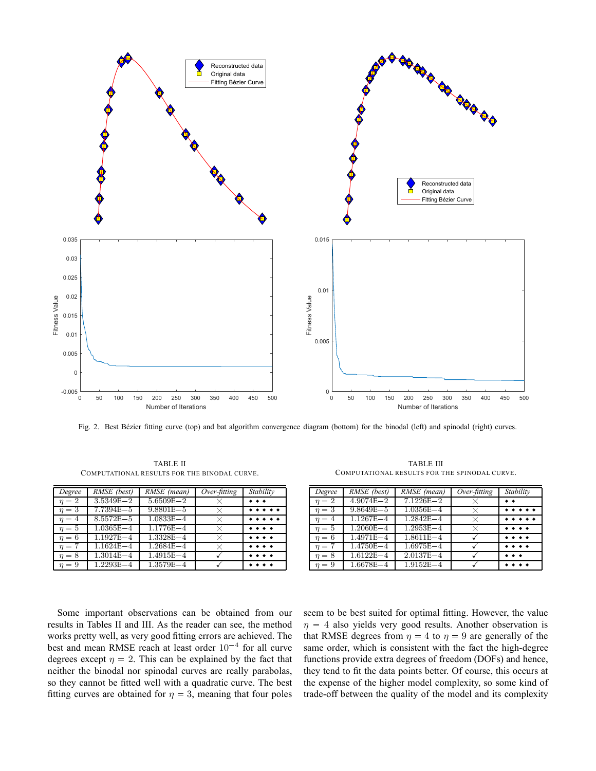Fig. 2. Best Bézier fitting curve (top) and bat algorithm convergence diagram (bottom) for the binodal (left) and spinodal (right) curves.

TABLE II
COMPUTATIONAL RESULTS FOR THE BINODAL CURVE.

| *Degree* | *RMSE (best)* | *RMSE (mean)* | *Over-fitting* | *Stability* |
|---|---|---|---|---|
| $\eta = 2$ | 3.5349E−2 | 5.6509E−2 | × | ⋄ ⋄ ⋄ |
| $\eta = 3$ | 7.7394E−5 | 9.8801E−5 | × | ⋄ ⋄ ⋄ ⋄ ⋄ |
| $\eta = 4$ | 8.5572E−5 | 1.0833E−4 | × | ⋄ ⋄ ⋄ ⋄ ⋄ |
| $\eta = 5$ | 1.0365E−4 | 1.1776E−4 | × | ⋄ ⋄ ⋄ ⋄ |
| $\eta = 6$ | 1.1927E−4 | 1.3328E−4 | × | ⋄ ⋄ ⋄ ⋄ |
| $\eta = 7$ | 1.1624E−4 | 1.2684E−4 | × | ⋄ ⋄ ⋄ ⋄ |
| $\eta = 8$ | 1.3014E−4 | 1.4915E−4 | ✓ | ⋄ ⋄ ⋄ ⋄ |
| $\eta = 9$ | 1.2293E−4 | 1.3579E−4 | ✓ | ⋄ ⋄ ⋄ ⋄ |

TABLE III
COMPUTATIONAL RESULTS FOR THE SPINODAL CURVE.

| *Degree* | *RMSE (best)* | *RMSE (mean)* | *Over-fitting* | *Stability* |
|---|---|---|---|---|
| $\eta = 2$ | 4.9074E−2 | 7.1226E−2 | × | ⋄ ⋄ |
| $\eta = 3$ | 9.8649E−5 | 1.0356E−4 | × | ⋄ ⋄ ⋄ ⋄ ⋄ |
| $\eta = 4$ | 1.1267E−4 | 1.2842E−4 | × | ⋄ ⋄ ⋄ ⋄ ⋄ |
| $\eta = 5$ | 1.2060E−4 | 1.2953E−4 | × | ⋄ ⋄ ⋄ ⋄ |
| $\eta = 6$ | 1.4971E−4 | 1.8611E−4 | ✓ | ⋄ ⋄ ⋄ ⋄ |
| $\eta = 7$ | 1.4750E−4 | 1.6975E−4 | ✓ | ⋄ ⋄ ⋄ ⋄ |
| $\eta = 8$ | 1.6122E−4 | 2.0137E−4 | ✓ | ⋄ ⋄ ⋄ |
| $\eta = 9$ | 1.6678E−4 | 1.9152E−4 | ✓ | ⋄ ⋄ ⋄ ⋄ |

Some important observations can be obtained from our results in Tables II and III. As the reader can see, the method works pretty well, as very good fitting errors are achieved. The best and mean RMSE reach at least order $10^{-4}$ for all curve degrees except $\eta = 2$. This can be explained by the fact that neither the binodal nor spinodal curves are really parabolas, so they cannot be fitted well with a quadratic curve. The best fitting curves are obtained for $\eta = 3$, meaning that four poles seem to be best suited for optimal fitting. However, the value $\eta = 4$ also yields very good results. Another observation is that RMSE degrees from $\eta = 4$ to $\eta = 9$ are generally of the same order, which is consistent with the fact the high-degree functions provide extra degrees of freedom (DOFs) and hence, they tend to fit the data points better. Of course, this occurs at the expense of the higher model complexity, so some kind of trade-off between the quality of the model and its complexity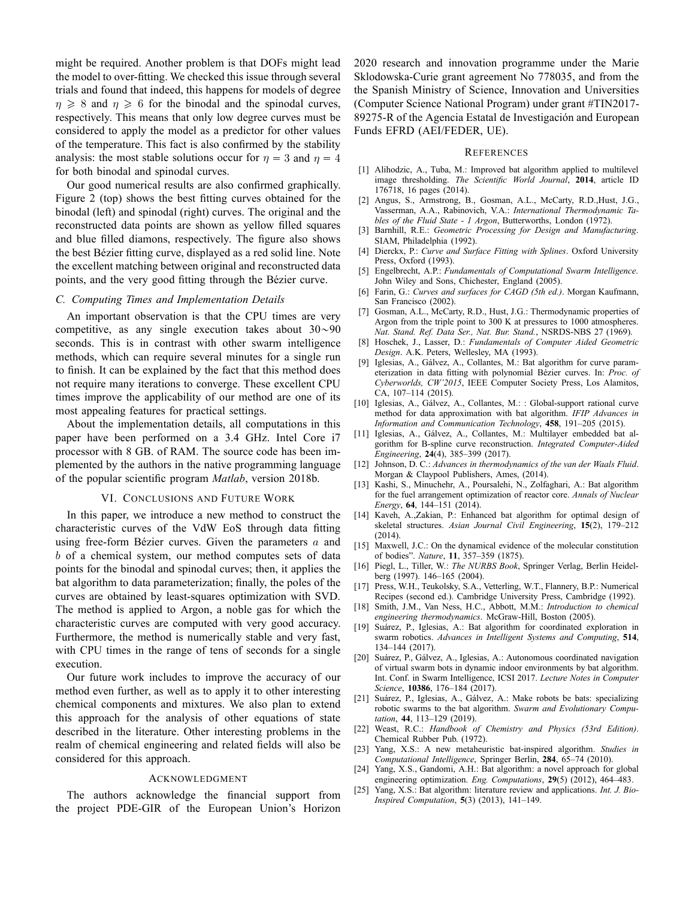might be required. Another problem is that DOFs might lead the model to over-fitting. We checked this issue through several trials and found that indeed, this happens for models of degree $\eta \geqslant 8$ and $\eta \geqslant 6$ for the binodal and the spinodal curves, respectively. This means that only low degree curves must be considered to apply the model as a predictor for other values of the temperature. This fact is also confirmed by the stability analysis: the most stable solutions occur for $\eta = 3$ and $\eta = 4$ for both binodal and spinodal curves.

Our good numerical results are also confirmed graphically. Figure 2 (top) shows the best fitting curves obtained for the binodal (left) and spinodal (right) curves. The original and the reconstructed data points are shown as yellow filled squares and blue filled diamons, respectively. The figure also shows the best Bézier fitting curve, displayed as a red solid line. Note the excellent matching between original and reconstructed data points, and the very good fitting through the Bézier curve.

### C. Computing Times and Implementation Details

An important observation is that the CPU times are very competitive, as any single execution takes about $30 \sim 90$ seconds. This is in contrast with other swarm intelligence methods, which can require several minutes for a single run to finish. It can be explained by the fact that this method does not require many iterations to converge. These excellent CPU times improve the applicability of our method are one of its most appealing features for practical settings.

About the implementation details, all computations in this paper have been performed on a 3.4 GHz. Intel Core i7 processor with 8 GB. of RAM. The source code has been implemented by the authors in the native programming language of the popular scientific program *Matlab*, version 2018b.

## VI. Conclusions and Future Work

In this paper, we introduce a new method to construct the characteristic curves of the VdW EoS through data fitting using free-form Bézier curves. Given the parameters $a$ and $b$ of a chemical system, our method computes sets of data points for the binodal and spinodal curves; then, it applies the bat algorithm to data parameterization; finally, the poles of the curves are obtained by least-squares optimization with SVD. The method is applied to Argon, a noble gas for which the characteristic curves are computed with very good accuracy. Furthermore, the method is numerically stable and very fast, with CPU times in the range of tens of seconds for a single execution.

Our future work includes to improve the accuracy of our method even further, as well as to apply it to other interesting chemical components and mixtures. We also plan to extend this approach for the analysis of other equations of state described in the literature. Other interesting problems in the realm of chemical engineering and related fields will also be considered for this approach.

## Acknowledgment

The authors acknowledge the financial support from the project PDE-GIR of the European Union's Horizon 2020 research and innovation programme under the Marie Sklodowska-Curie grant agreement No 778035, and from the the Spanish Ministry of Science, Innovation and Universities (Computer Science National Program) under grant #TIN2017-89275-R of the Agencia Estatal de Investigación and European Funds EFRD (AEI/FEDER, UE).

## References

[1] Alihodzic, A., Tuba, M.: Improved bat algorithm applied to multilevel image thresholding. *The Scientific World Journal*, **2014**, article ID 176718, 16 pages (2014).

[2] Angus, S., Armstrong, B., Gosman, A.L., McCarty, R.D.,Hust, J.G., Vasserman, A.A., Rabinovich, V.A.: *International Thermodynamic Tables of the Fluid State - 1 Argon*, Butterworths, London (1972).

[3] Barnhill, R.E.: *Geometric Processing for Design and Manufacturing*. SIAM, Philadelphia (1992).

[4] Dierckx, P.: *Curve and Surface Fitting with Splines*. Oxford University Press, Oxford (1993).

[5] Engelbrecht, A.P.: *Fundamentals of Computational Swarm Intelligence*. John Wiley and Sons, Chichester, England (2005).

[6] Farin, G.: *Curves and surfaces for CAGD (5th ed.)*. Morgan Kaufmann, San Francisco (2002).

[7] Gosman, A.L., McCarty, R.D., Hust, J.G.: Thermodynamic properties of Argon from the triple point to 300 K at pressures to 1000 atmospheres. *Nat. Stand. Ref. Data Ser., Nat. Bur. Stand.*, NSRDS-NBS 27 (1969).

[8] Hoschek, J., Lasser, D.: *Fundamentals of Computer Aided Geometric Design*. A.K. Peters, Wellesley, MA (1993).

[9] Iglesias, A., Gálvez, A., Collantes, M.: Bat algorithm for curve parameterization in data fitting with polynomial Bézier curves. In: *Proc. of Cyberworlds, CW'2015*, IEEE Computer Society Press, Los Alamitos, CA, 107–114 (2015).

[10] Iglesias, A., Gálvez, A., Collantes, M.: : Global-support rational curve method for data approximation with bat algorithm. *IFIP Advances in Information and Communication Technology*, **458**, 191–205 (2015).

[11] Iglesias, A., Gálvez, A., Collantes, M.: Multilayer embedded bat algorithm for B-spline curve reconstruction. *Integrated Computer-Aided Engineering*, **24**(4), 385–399 (2017).

[12] Johnson, D. C.: *Advances in thermodynamics of the van der Waals Fluid*. Morgan & Claypool Publishers, Ames, (2014).

[13] Kashi, S., Minuchehr, A., Poursalehi, N., Zolfaghari, A.: Bat algorithm for the fuel arrangement optimization of reactor core. *Annals of Nuclear Energy*, **64**, 144–151 (2014).

[14] Kaveh, A.,Zakian, P.: Enhanced bat algorithm for optimal design of skeletal structures. *Asian Journal Civil Engineering*, **15**(2), 179–212 (2014).

[15] Maxwell, J.C.: On the dynamical evidence of the molecular constitution of bodies". *Nature*, **11**, 357–359 (1875).

[16] Piegl, L., Tiller, W.: *The NURBS Book*, Springer Verlag, Berlin Heidelberg (1997). 146–165 (2004).

[17] Press, W.H., Teukolsky, S.A., Vetterling, W.T., Flannery, B.P.: Numerical Recipes (second ed.). Cambridge University Press, Cambridge (1992).

[18] Smith, J.M., Van Ness, H.C., Abbott, M.M.: *Introduction to chemical engineering thermodynamics*. McGraw-Hill, Boston (2005).

[19] Suárez, P., Iglesias, A.: Bat algorithm for coordinated exploration in swarm robotics. *Advances in Intelligent Systems and Computing*, **514**, 134–144 (2017).

[20] Suárez, P., Gálvez, A., Iglesias, A.: Autonomous coordinated navigation of virtual swarm bots in dynamic indoor environments by bat algorithm. Int. Conf. in Swarm Intelligence, ICSI 2017. *Lecture Notes in Computer Science*, **10386**, 176–184 (2017).

[21] Suárez, P., Iglesias, A., Gálvez, A.: Make robots be bats: specializing robotic swarms to the bat algorithm. *Swarm and Evolutionary Computation*, **44**, 113–129 (2019).

[22] Weast, R.C.: *Handbook of Chemistry and Physics (53rd Edition)*. Chemical Rubber Pub. (1972).

[23] Yang, X.S.: A new metaheuristic bat-inspired algorithm. *Studies in Computational Intelligence*, Springer Berlin, **284**, 65–74 (2010).

[24] Yang, X.S., Gandomi, A.H.: Bat algorithm: a novel approach for global engineering optimization. *Eng. Computations*, **29**(5) (2012), 464–483.

[25] Yang, X.S.: Bat algorithm: literature review and applications. *Int. J. Bio-Inspired Computation*, **5**(3) (2013), 141–149.